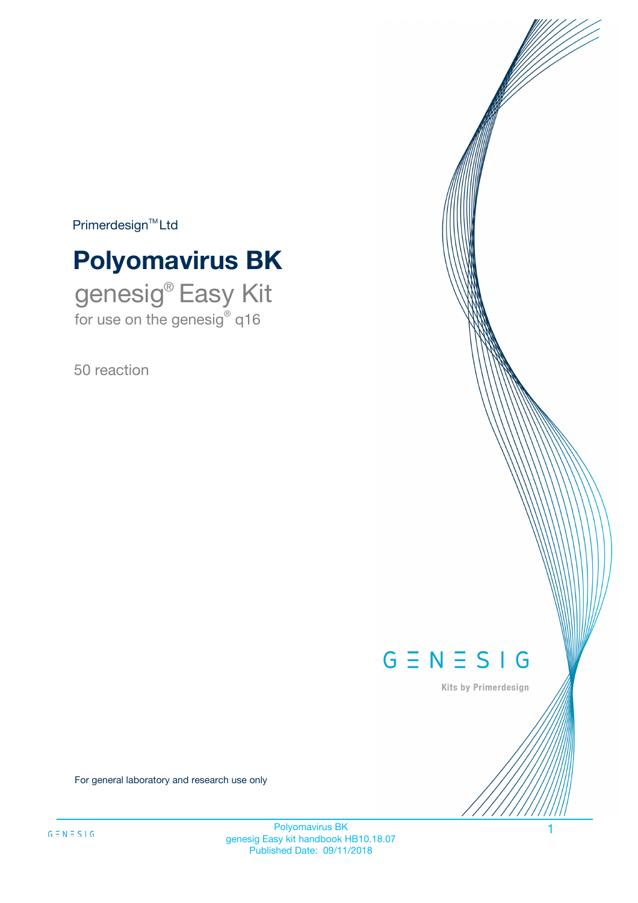Primerdesign™ Ltd

# Polyomavirus BK

## genesig® Easy Kit

for use on the genesig® q16

50 reaction

GENESIG

Kits by Primerdesign

For general laboratory and research use only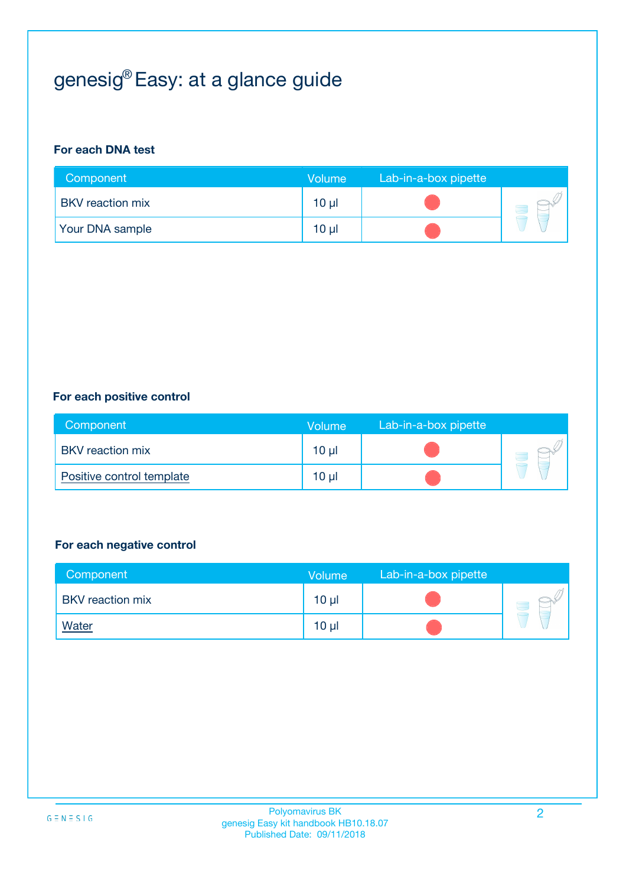# genesig® Easy: at a glance guide

**For each DNA test**

| Component | Volume | Lab-in-a-box pipette |
|---|---|---|
| BKV reaction mix | 10 µl | |
| Your DNA sample | 10 µl | |

**For each positive control**

| Component | Volume | Lab-in-a-box pipette |
|---|---|---|
| BKV reaction mix | 10 µl | |
| Positive control template | 10 µl | |

**For each negative control**

| Component | Volume | Lab-in-a-box pipette |
|---|---|---|
| BKV reaction mix | 10 µl | |
| Water | 10 µl | |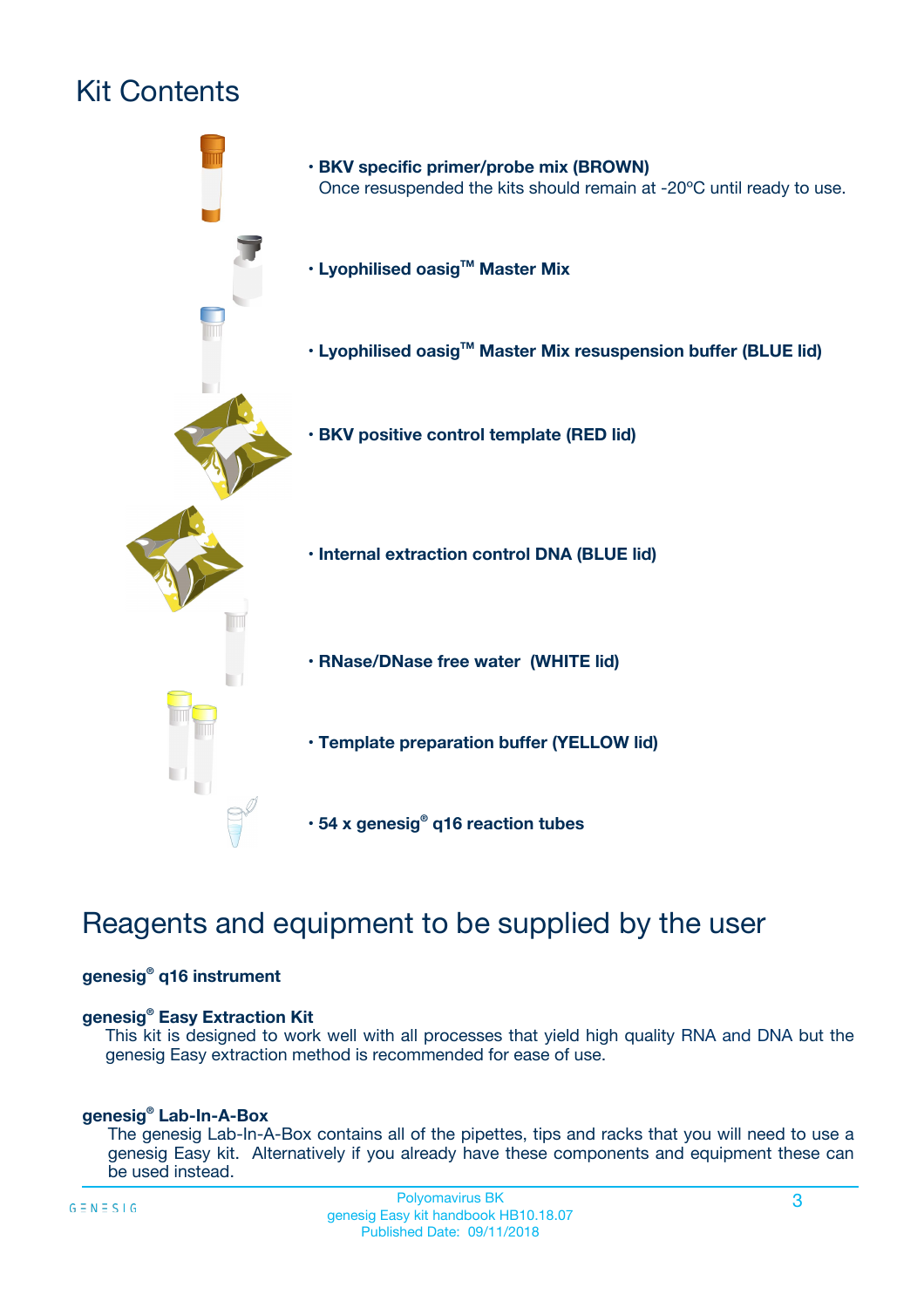# Kit Contents

- **BKV specific primer/probe mix (BROWN)**
  Once resuspended the kits should remain at -20ºC until ready to use.
- **Lyophilised oasig™ Master Mix**
- **Lyophilised oasig™ Master Mix resuspension buffer (BLUE lid)**
- **BKV positive control template (RED lid)**
- **Internal extraction control DNA (BLUE lid)**
- **RNase/DNase free water (WHITE lid)**
- **Template preparation buffer (YELLOW lid)**
- **54 x genesig® q16 reaction tubes**

# Reagents and equipment to be supplied by the user

**genesig® q16 instrument**

**genesig® Easy Extraction Kit**
This kit is designed to work well with all processes that yield high quality RNA and DNA but the genesig Easy extraction method is recommended for ease of use.

**genesig® Lab-In-A-Box**
The genesig Lab-In-A-Box contains all of the pipettes, tips and racks that you will need to use a genesig Easy kit. Alternatively if you already have these components and equipment these can be used instead.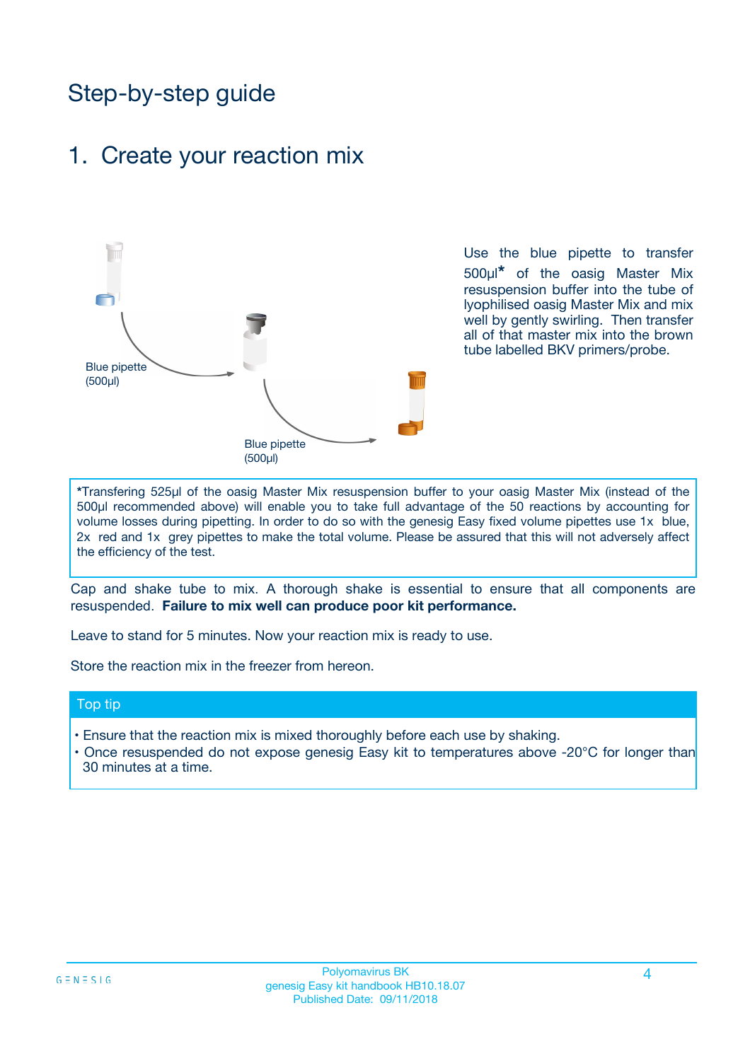# Step-by-step guide

## 1. Create your reaction mix

Blue pipette (500µl)

Blue pipette (500µl)

Use the blue pipette to transfer 500µl* of the oasig Master Mix resuspension buffer into the tube of lyophilised oasig Master Mix and mix well by gently swirling. Then transfer all of that master mix into the brown tube labelled BKV primers/probe.

*Transfering 525µl of the oasig Master Mix resuspension buffer to your oasig Master Mix (instead of the 500µl recommended above) will enable you to take full advantage of the 50 reactions by accounting for volume losses during pipetting. In order to do so with the genesig Easy fixed volume pipettes use 1x blue, 2x red and 1x grey pipettes to make the total volume. Please be assured that this will not adversely affect the efficiency of the test.

Cap and shake tube to mix. A thorough shake is essential to ensure that all components are resuspended. **Failure to mix well can produce poor kit performance.**

Leave to stand for 5 minutes. Now your reaction mix is ready to use.

Store the reaction mix in the freezer from hereon.

### Top tip

- Ensure that the reaction mix is mixed thoroughly before each use by shaking.
- Once resuspended do not expose genesig Easy kit to temperatures above -20°C for longer than 30 minutes at a time.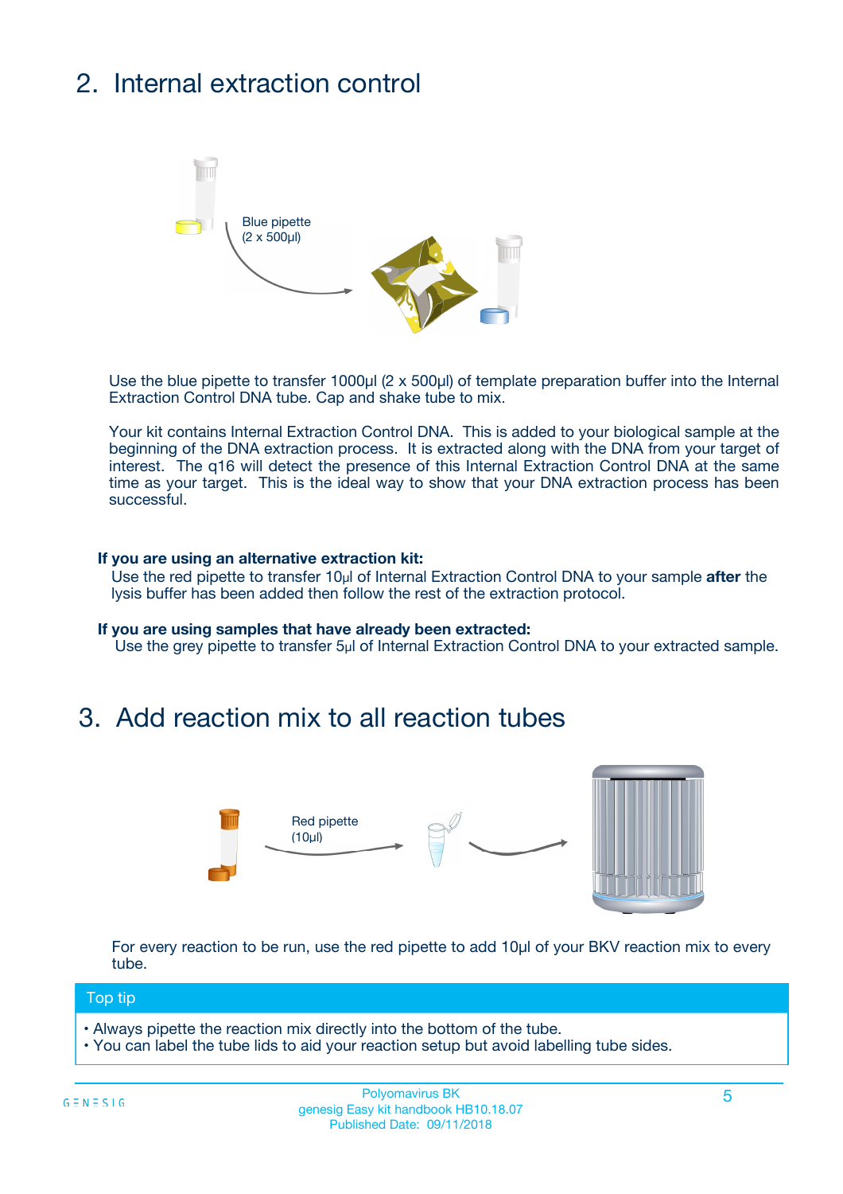## 2. Internal extraction control

Blue pipette (2 x 500µl)

Use the blue pipette to transfer 1000µl (2 x 500µl) of template preparation buffer into the Internal Extraction Control DNA tube. Cap and shake tube to mix.

Your kit contains Internal Extraction Control DNA. This is added to your biological sample at the beginning of the DNA extraction process. It is extracted along with the DNA from your target of interest. The q16 will detect the presence of this Internal Extraction Control DNA at the same time as your target. This is the ideal way to show that your DNA extraction process has been successful.

**If you are using an alternative extraction kit:**

Use the red pipette to transfer 10µl of Internal Extraction Control DNA to your sample **after** the lysis buffer has been added then follow the rest of the extraction protocol.

**If you are using samples that have already been extracted:**

Use the grey pipette to transfer 5µl of Internal Extraction Control DNA to your extracted sample.

## 3. Add reaction mix to all reaction tubes

Red pipette (10µl)

For every reaction to be run, use the red pipette to add 10µl of your BKV reaction mix to every tube.

**Top tip**

- Always pipette the reaction mix directly into the bottom of the tube.
- You can label the tube lids to aid your reaction setup but avoid labelling tube sides.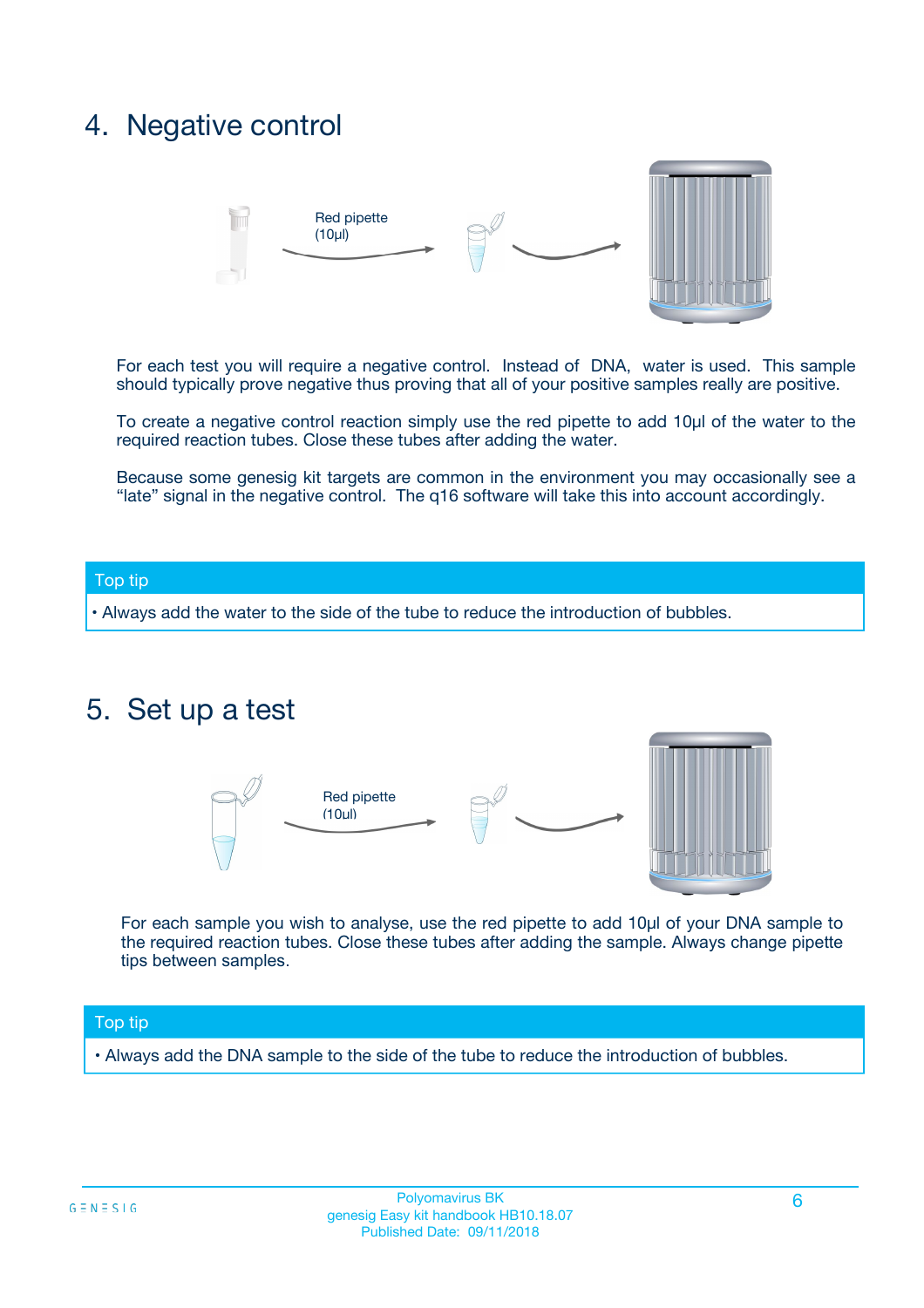## 4. Negative control

Red pipette (10µl)

For each test you will require a negative control. Instead of DNA, water is used. This sample should typically prove negative thus proving that all of your positive samples really are positive.

To create a negative control reaction simply use the red pipette to add 10µl of the water to the required reaction tubes. Close these tubes after adding the water.

Because some genesig kit targets are common in the environment you may occasionally see a "late" signal in the negative control. The q16 software will take this into account accordingly.

**Top tip**

• Always add the water to the side of the tube to reduce the introduction of bubbles.

## 5. Set up a test

Red pipette (10µl)

For each sample you wish to analyse, use the red pipette to add 10µl of your DNA sample to the required reaction tubes. Close these tubes after adding the sample. Always change pipette tips between samples.

**Top tip**

• Always add the DNA sample to the side of the tube to reduce the introduction of bubbles.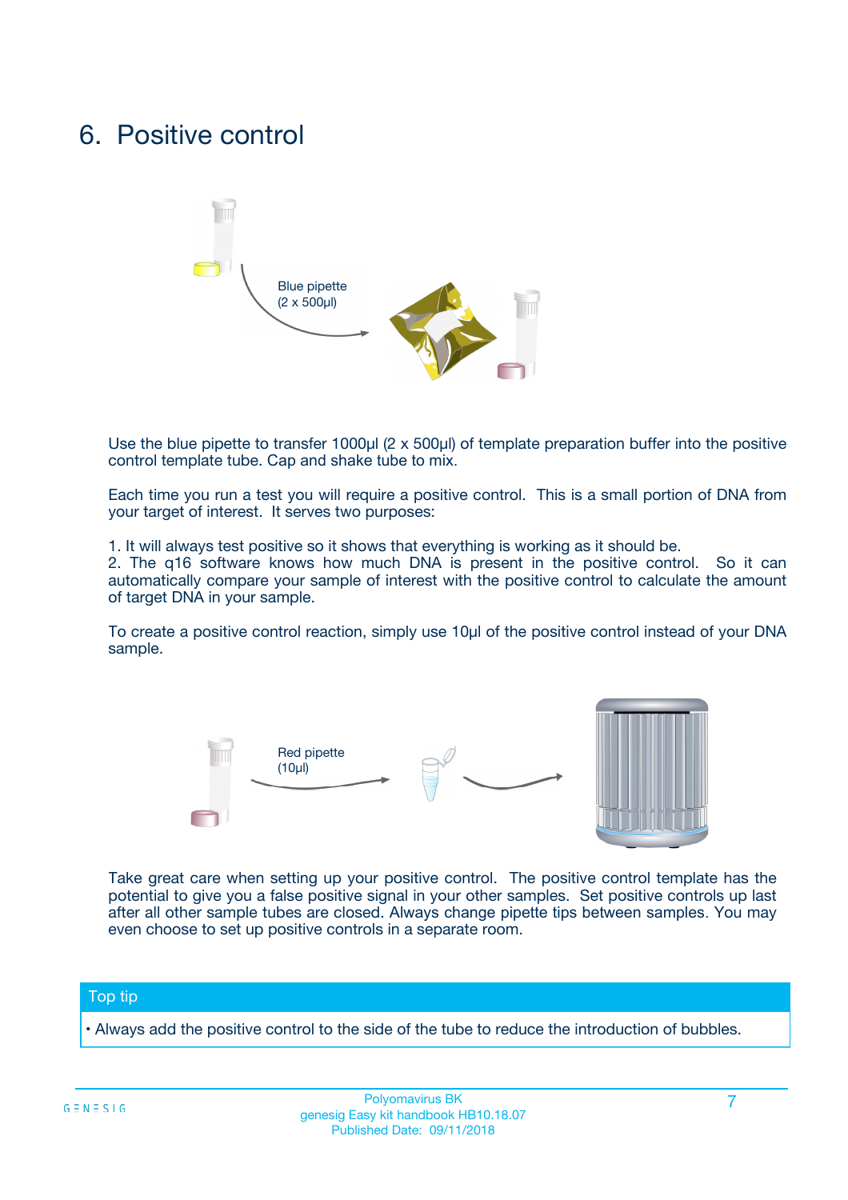# 6. Positive control

Blue pipette (2 x 500µl)

Use the blue pipette to transfer 1000µl (2 x 500µl) of template preparation buffer into the positive control template tube. Cap and shake tube to mix.

Each time you run a test you will require a positive control. This is a small portion of DNA from your target of interest. It serves two purposes:

1. It will always test positive so it shows that everything is working as it should be.
2. The q16 software knows how much DNA is present in the positive control. So it can automatically compare your sample of interest with the positive control to calculate the amount of target DNA in your sample.

To create a positive control reaction, simply use 10µl of the positive control instead of your DNA sample.

Red pipette (10µl)

Take great care when setting up your positive control. The positive control template has the potential to give you a false positive signal in your other samples. Set positive controls up last after all other sample tubes are closed. Always change pipette tips between samples. You may even choose to set up positive controls in a separate room.

## Top tip

• Always add the positive control to the side of the tube to reduce the introduction of bubbles.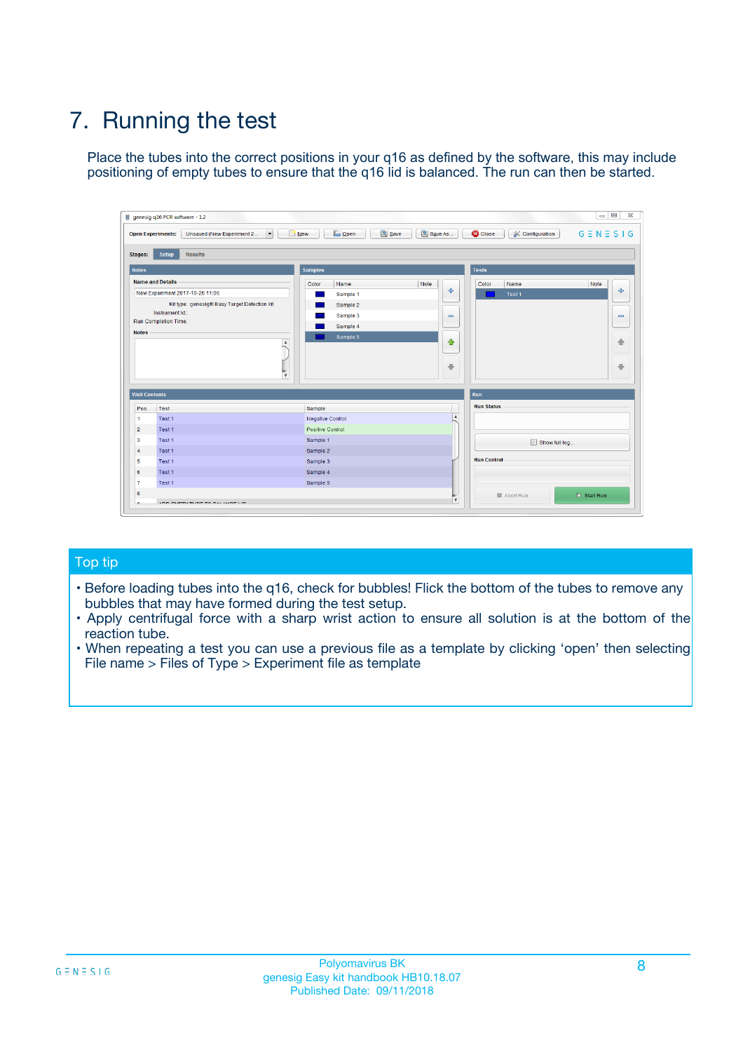# 7. Running the test

Place the tubes into the correct positions in your q16 as defined by the software, this may include positioning of empty tubes to ensure that the q16 lid is balanced. The run can then be started.

## Top tip

- Before loading tubes into the q16, check for bubbles! Flick the bottom of the tubes to remove any bubbles that may have formed during the test setup.
- Apply centrifugal force with a sharp wrist action to ensure all solution is at the bottom of the reaction tube.
- When repeating a test you can use a previous file as a template by clicking 'open' then selecting File name > Files of Type > Experiment file as template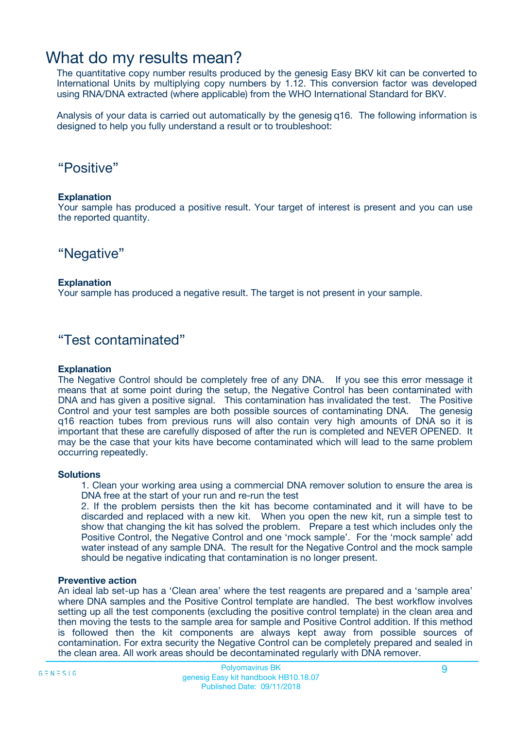# What do my results mean?

The quantitative copy number results produced by the genesig Easy BKV kit can be converted to International Units by multiplying copy numbers by 1.12. This conversion factor was developed using RNA/DNA extracted (where applicable) from the WHO International Standard for BKV.

Analysis of your data is carried out automatically by the genesig q16. The following information is designed to help you fully understand a result or to troubleshoot:

## "Positive"

**Explanation**
Your sample has produced a positive result. Your target of interest is present and you can use the reported quantity.

## "Negative"

**Explanation**
Your sample has produced a negative result. The target is not present in your sample.

## "Test contaminated"

**Explanation**
The Negative Control should be completely free of any DNA. If you see this error message it means that at some point during the setup, the Negative Control has been contaminated with DNA and has given a positive signal. This contamination has invalidated the test. The Positive Control and your test samples are both possible sources of contaminating DNA. The genesig q16 reaction tubes from previous runs will also contain very high amounts of DNA so it is important that these are carefully disposed of after the run is completed and NEVER OPENED. It may be the case that your kits have become contaminated which will lead to the same problem occurring repeatedly.

**Solutions**

1. Clean your working area using a commercial DNA remover solution to ensure the area is DNA free at the start of your run and re-run the test
2. If the problem persists then the kit has become contaminated and it will have to be discarded and replaced with a new kit. When you open the new kit, run a simple test to show that changing the kit has solved the problem. Prepare a test which includes only the Positive Control, the Negative Control and one 'mock sample'. For the 'mock sample' add water instead of any sample DNA. The result for the Negative Control and the mock sample should be negative indicating that contamination is no longer present.

**Preventive action**
An ideal lab set-up has a 'Clean area' where the test reagents are prepared and a 'sample area' where DNA samples and the Positive Control template are handled. The best workflow involves setting up all the test components (excluding the positive control template) in the clean area and then moving the tests to the sample area for sample and Positive Control addition. If this method is followed then the kit components are always kept away from possible sources of contamination. For extra security the Negative Control can be completely prepared and sealed in the clean area. All work areas should be decontaminated regularly with DNA remover.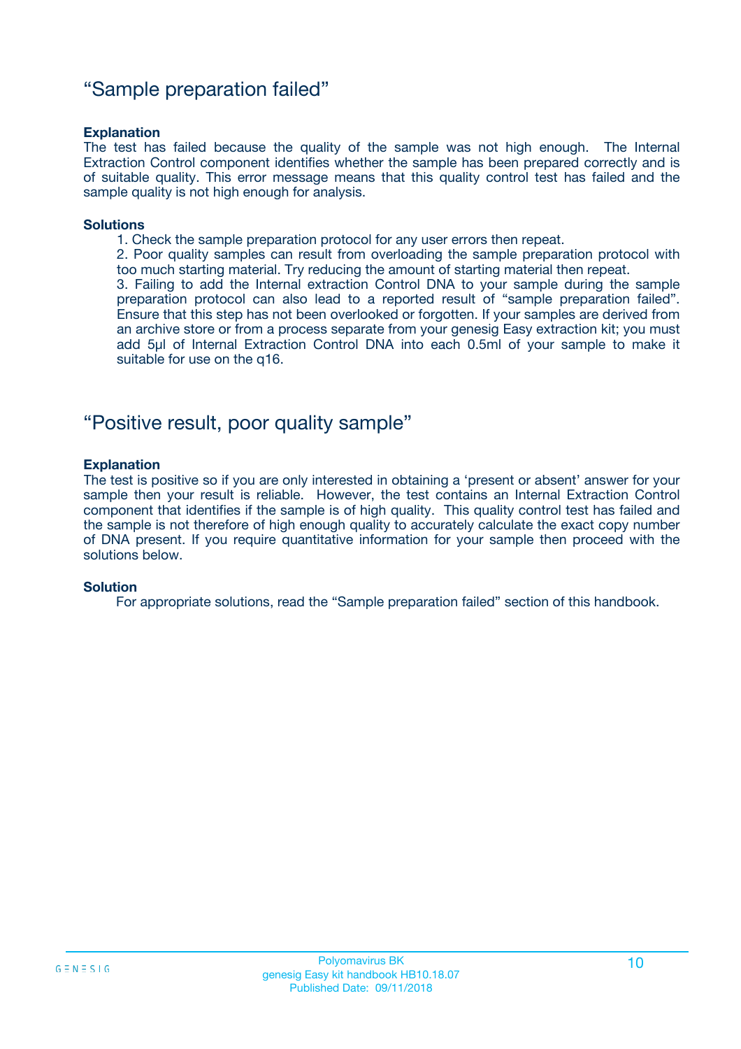## “Sample preparation failed”

**Explanation**

The test has failed because the quality of the sample was not high enough. The Internal Extraction Control component identifies whether the sample has been prepared correctly and is of suitable quality. This error message means that this quality control test has failed and the sample quality is not high enough for analysis.

**Solutions**

1. Check the sample preparation protocol for any user errors then repeat.
2. Poor quality samples can result from overloading the sample preparation protocol with too much starting material. Try reducing the amount of starting material then repeat.
3. Failing to add the Internal extraction Control DNA to your sample during the sample preparation protocol can also lead to a reported result of “sample preparation failed”. Ensure that this step has not been overlooked or forgotten. If your samples are derived from an archive store or from a process separate from your genesig Easy extraction kit; you must add 5µl of Internal Extraction Control DNA into each 0.5ml of your sample to make it suitable for use on the q16.

## “Positive result, poor quality sample”

**Explanation**

The test is positive so if you are only interested in obtaining a ‘present or absent’ answer for your sample then your result is reliable. However, the test contains an Internal Extraction Control component that identifies if the sample is of high quality. This quality control test has failed and the sample is not therefore of high enough quality to accurately calculate the exact copy number of DNA present. If you require quantitative information for your sample then proceed with the solutions below.

**Solution**

For appropriate solutions, read the “Sample preparation failed” section of this handbook.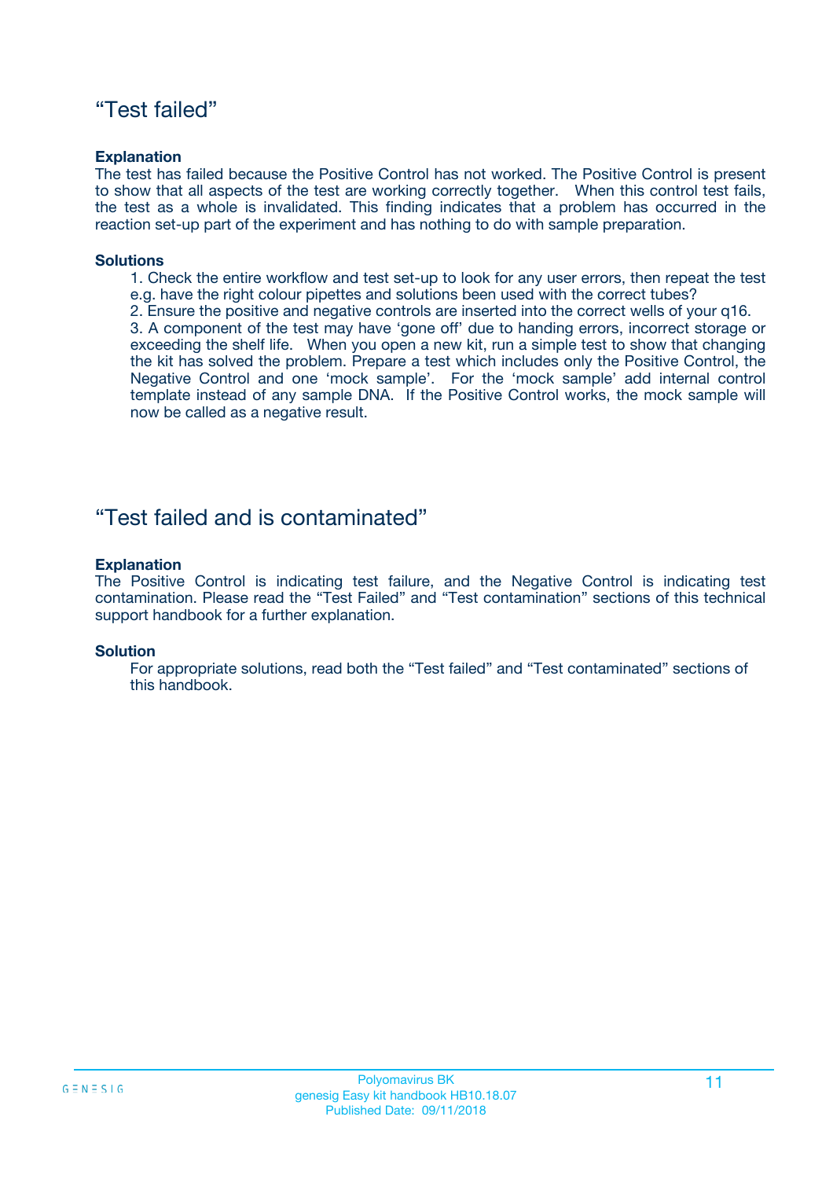## “Test failed”

**Explanation**

The test has failed because the Positive Control has not worked. The Positive Control is present to show that all aspects of the test are working correctly together. When this control test fails, the test as a whole is invalidated. This finding indicates that a problem has occurred in the reaction set-up part of the experiment and has nothing to do with sample preparation.

**Solutions**

1. Check the entire workflow and test set-up to look for any user errors, then repeat the test e.g. have the right colour pipettes and solutions been used with the correct tubes?
2. Ensure the positive and negative controls are inserted into the correct wells of your q16.
3. A component of the test may have ‘gone off’ due to handing errors, incorrect storage or exceeding the shelf life. When you open a new kit, run a simple test to show that changing the kit has solved the problem. Prepare a test which includes only the Positive Control, the Negative Control and one ‘mock sample’. For the ‘mock sample’ add internal control template instead of any sample DNA. If the Positive Control works, the mock sample will now be called as a negative result.

## “Test failed and is contaminated”

**Explanation**

The Positive Control is indicating test failure, and the Negative Control is indicating test contamination. Please read the “Test Failed” and “Test contamination” sections of this technical support handbook for a further explanation.

**Solution**

For appropriate solutions, read both the “Test failed” and “Test contaminated” sections of this handbook.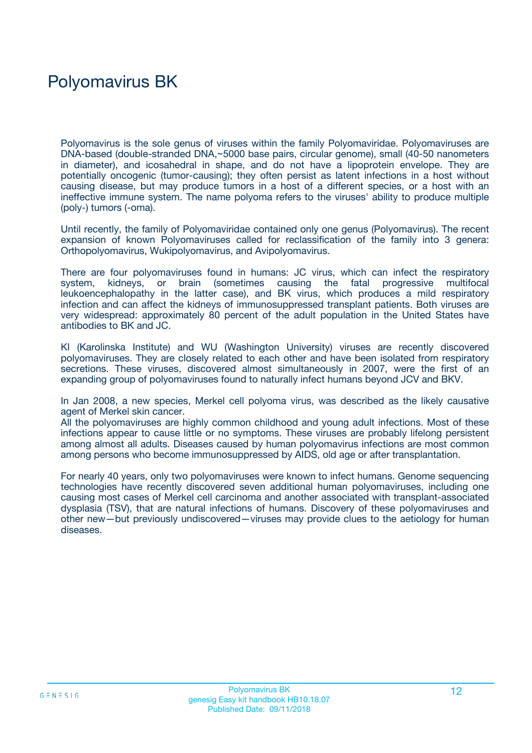# Polyomavirus BK

Polyomavirus is the sole genus of viruses within the family Polyomaviridae. Polyomaviruses are DNA-based (double-stranded DNA,~5000 base pairs, circular genome), small (40-50 nanometers in diameter), and icosahedral in shape, and do not have a lipoprotein envelope. They are potentially oncogenic (tumor-causing); they often persist as latent infections in a host without causing disease, but may produce tumors in a host of a different species, or a host with an ineffective immune system. The name polyoma refers to the viruses' ability to produce multiple (poly-) tumors (-oma).

Until recently, the family of Polyomaviridae contained only one genus (Polyomavirus). The recent expansion of known Polyomaviruses called for reclassification of the family into 3 genera: Orthopolyomavirus, Wukipolyomavirus, and Avipolyomavirus.

There are four polyomaviruses found in humans: JC virus, which can infect the respiratory system, kidneys, or brain (sometimes causing the fatal progressive multifocal leukoencephalopathy in the latter case), and BK virus, which produces a mild respiratory infection and can affect the kidneys of immunosuppressed transplant patients. Both viruses are very widespread: approximately 80 percent of the adult population in the United States have antibodies to BK and JC.

KI (Karolinska Institute) and WU (Washington University) viruses are recently discovered polyomaviruses. They are closely related to each other and have been isolated from respiratory secretions. These viruses, discovered almost simultaneously in 2007, were the first of an expanding group of polyomaviruses found to naturally infect humans beyond JCV and BKV.

In Jan 2008, a new species, Merkel cell polyoma virus, was described as the likely causative agent of Merkel skin cancer.
All the polyomaviruses are highly common childhood and young adult infections. Most of these infections appear to cause little or no symptoms. These viruses are probably lifelong persistent among almost all adults. Diseases caused by human polyomavirus infections are most common among persons who become immunosuppressed by AIDS, old age or after transplantation.

For nearly 40 years, only two polyomaviruses were known to infect humans. Genome sequencing technologies have recently discovered seven additional human polyomaviruses, including one causing most cases of Merkel cell carcinoma and another associated with transplant-associated dysplasia (TSV), that are natural infections of humans. Discovery of these polyomaviruses and other new—but previously undiscovered—viruses may provide clues to the aetiology for human diseases.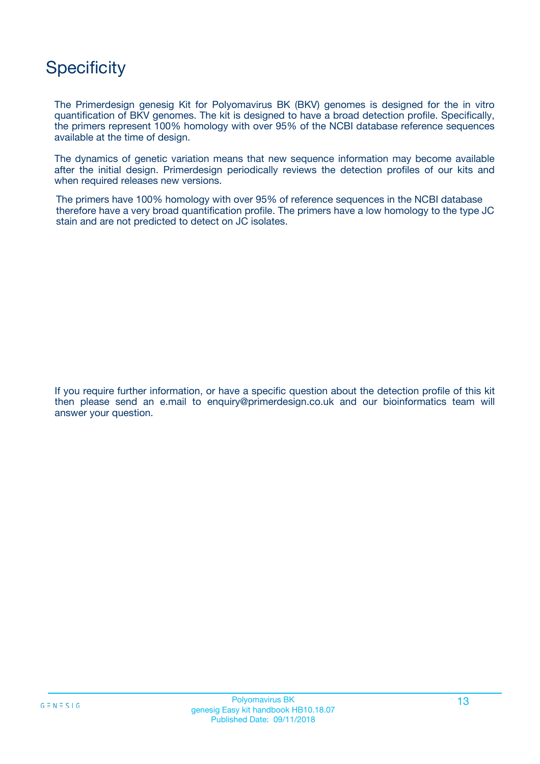# Specificity

The Primerdesign genesig Kit for Polyomavirus BK (BKV) genomes is designed for the in vitro quantification of BKV genomes. The kit is designed to have a broad detection profile. Specifically, the primers represent 100% homology with over 95% of the NCBI database reference sequences available at the time of design.

The dynamics of genetic variation means that new sequence information may become available after the initial design. Primerdesign periodically reviews the detection profiles of our kits and when required releases new versions.

The primers have 100% homology with over 95% of reference sequences in the NCBI database therefore have a very broad quantification profile. The primers have a low homology to the type JC stain and are not predicted to detect on JC isolates.

If you require further information, or have a specific question about the detection profile of this kit then please send an e.mail to enquiry@primerdesign.co.uk and our bioinformatics team will answer your question.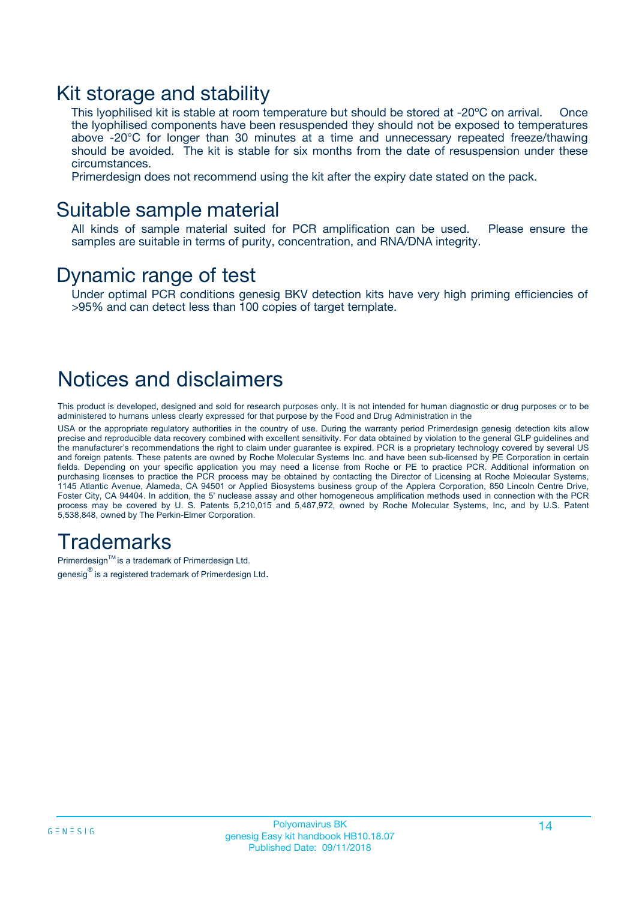## Kit storage and stability

This lyophilised kit is stable at room temperature but should be stored at -20ºC on arrival. Once the lyophilised components have been resuspended they should not be exposed to temperatures above -20°C for longer than 30 minutes at a time and unnecessary repeated freeze/thawing should be avoided. The kit is stable for six months from the date of resuspension under these circumstances.

Primerdesign does not recommend using the kit after the expiry date stated on the pack.

## Suitable sample material

All kinds of sample material suited for PCR amplification can be used. Please ensure the samples are suitable in terms of purity, concentration, and RNA/DNA integrity.

## Dynamic range of test

Under optimal PCR conditions genesig BKV detection kits have very high priming efficiencies of >95% and can detect less than 100 copies of target template.

## Notices and disclaimers

This product is developed, designed and sold for research purposes only. It is not intended for human diagnostic or drug purposes or to be administered to humans unless clearly expressed for that purpose by the Food and Drug Administration in the

USA or the appropriate regulatory authorities in the country of use. During the warranty period Primerdesign genesig detection kits allow precise and reproducible data recovery combined with excellent sensitivity. For data obtained by violation to the general GLP guidelines and the manufacturer's recommendations the right to claim under guarantee is expired. PCR is a proprietary technology covered by several US and foreign patents. These patents are owned by Roche Molecular Systems Inc. and have been sub-licensed by PE Corporation in certain fields. Depending on your specific application you may need a license from Roche or PE to practice PCR. Additional information on purchasing licenses to practice the PCR process may be obtained by contacting the Director of Licensing at Roche Molecular Systems, 1145 Atlantic Avenue, Alameda, CA 94501 or Applied Biosystems business group of the Applera Corporation, 850 Lincoln Centre Drive, Foster City, CA 94404. In addition, the 5' nuclease assay and other homogeneous amplification methods used in connection with the PCR process may be covered by U. S. Patents 5,210,015 and 5,487,972, owned by Roche Molecular Systems, Inc, and by U.S. Patent 5,538,848, owned by The Perkin-Elmer Corporation.

## Trademarks

Primerdesign™ is a trademark of Primerdesign Ltd.

genesig® is a registered trademark of Primerdesign Ltd.